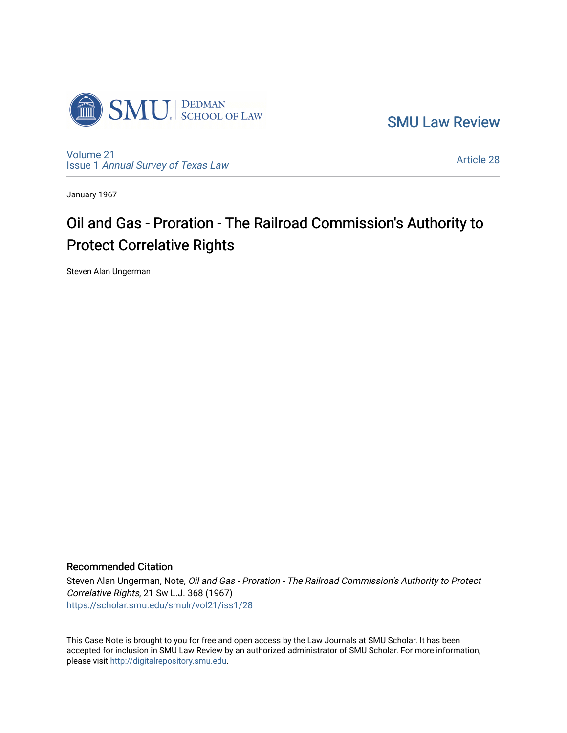SMU Law Review

Volume 21
Issue 1 *Annual Survey of Texas Law*

Article 28

January 1967

# Oil and Gas - Proration - The Railroad Commission's Authority to Protect Correlative Rights

Steven Alan Ungerman

## Recommended Citation

Steven Alan Ungerman, Note, *Oil and Gas - Proration - The Railroad Commission's Authority to Protect Correlative Rights*, 21 Sw L.J. 368 (1967)
https://scholar.smu.edu/smulr/vol21/iss1/28

This Case Note is brought to you for free and open access by the Law Journals at SMU Scholar. It has been accepted for inclusion in SMU Law Review by an authorized administrator of SMU Scholar. For more information, please visit http://digitalrepository.smu.edu.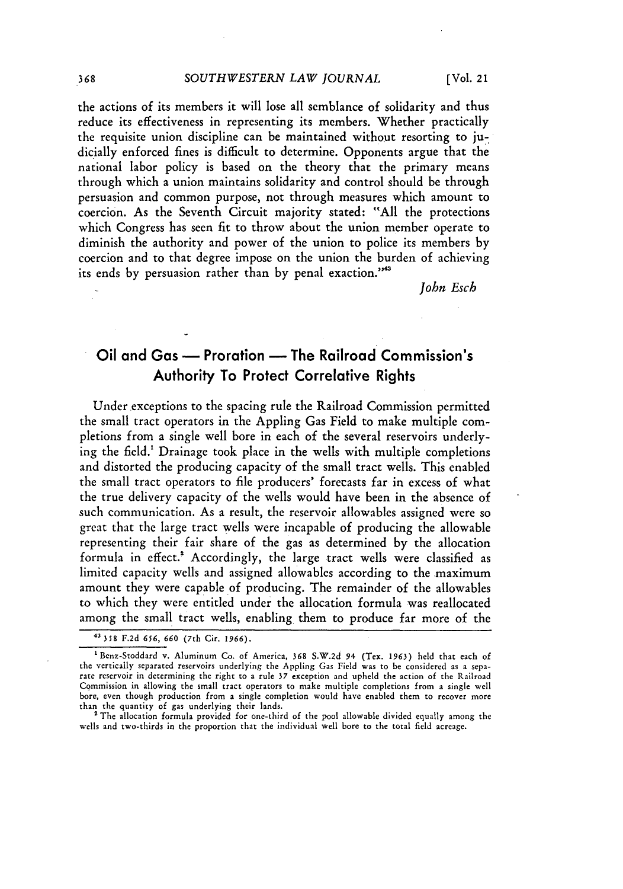the actions of its members it will lose all semblance of solidarity and thus reduce its effectiveness in representing its members. Whether practically the requisite union discipline can be maintained without resorting to judicially enforced fines is difficult to determine. Opponents argue that the national labor policy is based on the theory that the primary means through which a union maintains solidarity and control should be through persuasion and common purpose, not through measures which amount to coercion. As the Seventh Circuit majority stated: "All the protections which Congress has seen fit to throw about the union member operate to diminish the authority and power of the union to police its members by coercion and to that degree impose on the union the burden of achieving its ends by persuasion rather than by penal exaction."[43]

*John Esch*

## Oil and Gas — Proration — The Railroad Commission's Authority To Protect Correlative Rights

Under exceptions to the spacing rule the Railroad Commission permitted the small tract operators in the Appling Gas Field to make multiple completions from a single well bore in each of the several reservoirs underlying the field.[1] Drainage took place in the wells with multiple completions and distorted the producing capacity of the small tract wells. This enabled the small tract operators to file producers' forecasts far in excess of what the true delivery capacity of the wells would have been in the absence of such communication. As a result, the reservoir allowables assigned were so great that the large tract wells were incapable of producing the allowable representing their fair share of the gas as determined by the allocation formula in effect.[2] Accordingly, the large tract wells were classified as limited capacity wells and assigned allowables according to the maximum amount they were capable of producing. The remainder of the allowables to which they were entitled under the allocation formula was reallocated among the small tract wells, enabling them to produce far more of the

---

[43] 358 F.2d 656, 660 (7th Cir. 1966).

[1] Benz-Stoddard v. Aluminum Co. of America, 368 S.W.2d 94 (Tex. 1963) held that each of the vertically separated reservoirs underlying the Appling Gas Field was to be considered as a separate reservoir in determining the right to a rule 37 exception and upheld the action of the Railroad Commission in allowing the small tract operators to make multiple completions from a single well bore, even though production from a single completion would have enabled them to recover more than the quantity of gas underlying their lands.

[2] The allocation formula provided for one-third of the pool allowable divided equally among the wells and two-thirds in the proportion that the individual well bore to the total field acreage.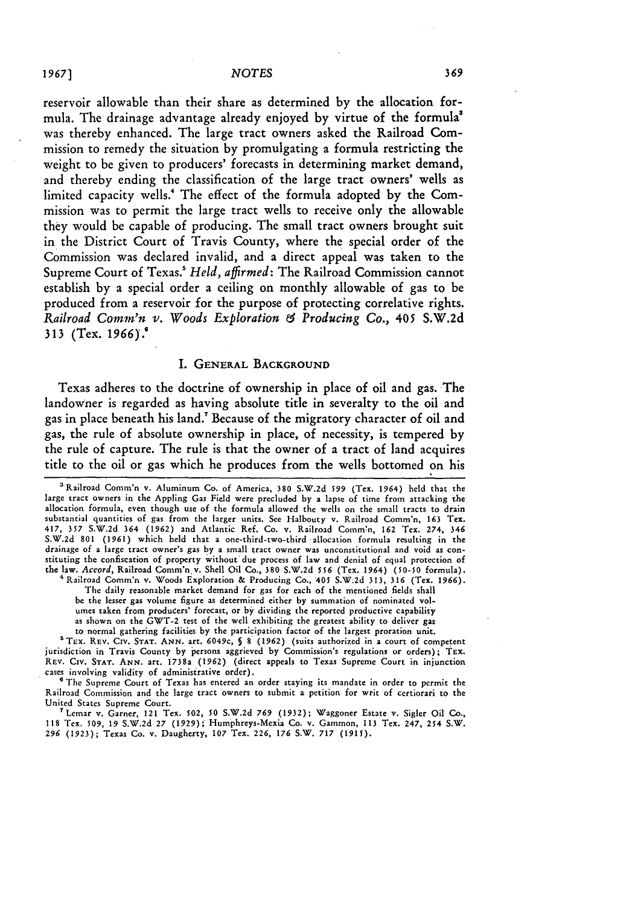reservoir allowable than their share as determined by the allocation formula. The drainage advantage already enjoyed by virtue of the formula[3] was thereby enhanced. The large tract owners asked the Railroad Commission to remedy the situation by promulgating a formula restricting the weight to be given to producers' forecasts in determining market demand, and thereby ending the classification of the large tract owners' wells as limited capacity wells.[4] The effect of the formula adopted by the Commission was to permit the large tract wells to receive only the allowable they would be capable of producing. The small tract owners brought suit in the District Court of Travis County, where the special order of the Commission was declared invalid, and a direct appeal was taken to the Supreme Court of Texas.[5] *Held, affirmed*: The Railroad Commission cannot establish by a special order a ceiling on monthly allowable of gas to be produced from a reservoir for the purpose of protecting correlative rights. *Railroad Comm'n v. Woods Exploration & Producing Co.*, 405 S.W.2d 313 (Tex. 1966).[6]

## I. General Background

Texas adheres to the doctrine of ownership in place of oil and gas. The landowner is regarded as having absolute title in severalty to the oil and gas in place beneath his land.[7] Because of the migratory character of oil and gas, the rule of absolute ownership in place, of necessity, is tempered by the rule of capture. The rule is that the owner of a tract of land acquires title to the oil or gas which he produces from the wells bottomed on his

---

[3] Railroad Comm'n v. Aluminum Co. of America, 380 S.W.2d 599 (Tex. 1964) held that the large tract owners in the Appling Gas Field were precluded by a lapse of time from attacking the allocation formula, even though use of the formula allowed the wells on the small tracts to drain substantial quantities of gas from the larger units. See Halbouty v. Railroad Comm'n, 163 Tex. 417, 357 S.W.2d 364 (1962) and Atlantic Ref. Co. v. Railroad Comm'n, 162 Tex. 274, 346 S.W.2d 801 (1961) which held that a one-third-two-third allocation formula resulting in the drainage of a large tract owner's gas by a small tract owner was unconstitutional and void as constituting the confiscation of property without due process of law and denial of equal protection of the law. *Accord*, Railroad Comm'n v. Shell Oil Co., 380 S.W.2d 556 (Tex. 1964) (50-50 formula).

[4] Railroad Comm'n v. Woods Exploration & Producing Co., 405 S.W.2d 313, 316 (Tex. 1966).

> The daily reasonable market demand for gas for each of the mentioned fields shall be the lesser gas volume figure as determined either by summation of nominated volumes taken from producers' forecast, or by dividing the reported productive capability as shown on the GWT-2 test of the well exhibiting the greatest ability to deliver gas to normal gathering facilities by the participation factor of the largest proration unit.

[5] Tex. Rev. Civ. Stat. Ann. art. 6049c, § 8 (1962) (suits authorized in a court of competent jurisdiction in Travis County by persons aggrieved by Commission's regulations or orders); Tex. Rev. Civ. Stat. Ann. art. 1738a (1962) (direct appeals to Texas Supreme Court in injunction cases involving validity of administrative order).

[6] The Supreme Court of Texas has entered an order staying its mandate in order to permit the Railroad Commission and the large tract owners to submit a petition for writ of certiorari to the United States Supreme Court.

[7] Lemar v. Garner, 121 Tex. 502, 50 S.W.2d 769 (1932); Waggoner Estate v. Sigler Oil Co., 118 Tex. 509, 19 S.W.2d 27 (1929); Humphreys-Mexia Co. v. Gammon, 113 Tex. 247, 254 S.W. 296 (1923); Texas Co. v. Daugherty, 107 Tex. 226, 176 S.W. 717 (1915).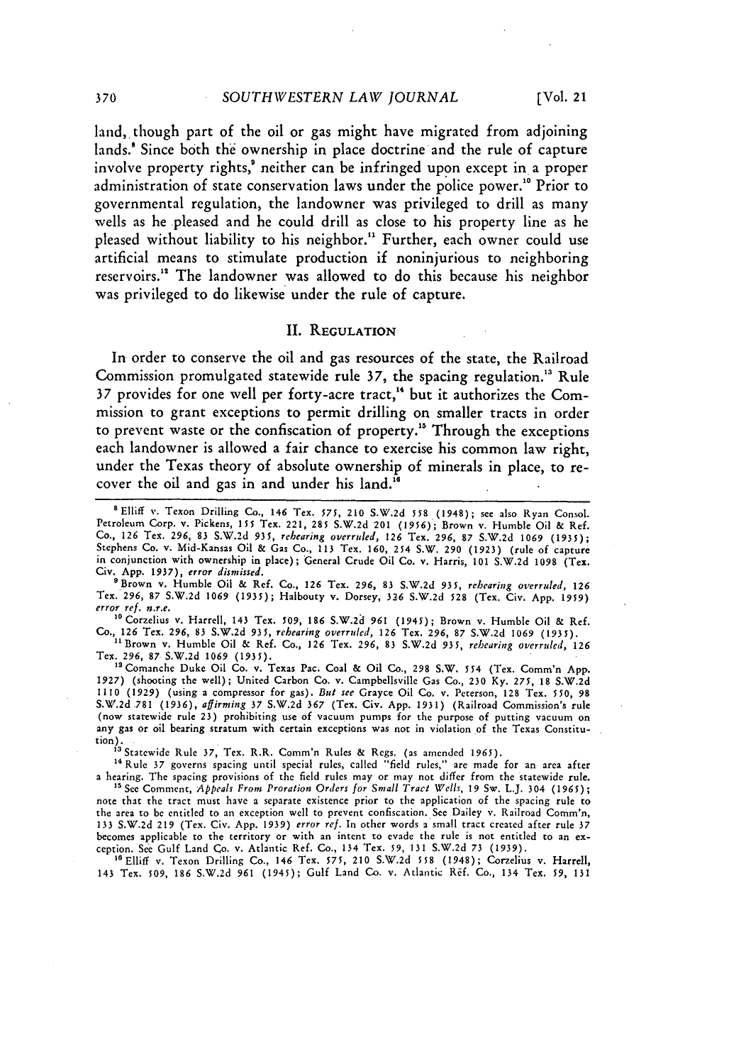land, though part of the oil or gas might have migrated from adjoining lands.[8] Since both the ownership in place doctrine and the rule of capture involve property rights,[9] neither can be infringed upon except in a proper administration of state conservation laws under the police power.[10] Prior to governmental regulation, the landowner was privileged to drill as many wells as he pleased and he could drill as close to his property line as he pleased without liability to his neighbor.[11] Further, each owner could use artificial means to stimulate production if noninjurious to neighboring reservoirs.[12] The landowner was allowed to do this because his neighbor was privileged to do likewise under the rule of capture.

## II. REGULATION

In order to conserve the oil and gas resources of the state, the Railroad Commission promulgated statewide rule 37, the spacing regulation.[13] Rule 37 provides for one well per forty-acre tract,[14] but it authorizes the Commission to grant exceptions to permit drilling on smaller tracts in order to prevent waste or the confiscation of property.[15] Through the exceptions each landowner is allowed a fair chance to exercise his common law right, under the Texas theory of absolute ownership of minerals in place, to recover the oil and gas in and under his land.[16]

---

[8] Elliff v. Texon Drilling Co., 146 Tex. 575, 210 S.W.2d 558 (1948); see also Ryan Consol. Petroleum Corp. v. Pickens, 155 Tex. 221, 285 S.W.2d 201 (1956); Brown v. Humble Oil & Ref. Co., 126 Tex. 296, 83 S.W.2d 935, *rehearing overruled*, 126 Tex. 296, 87 S.W.2d 1069 (1935); Stephens Co. v. Mid-Kansas Oil & Gas Co., 113 Tex. 160, 254 S.W. 290 (1923) (rule of capture in conjunction with ownership in place); General Crude Oil Co. v. Harris, 101 S.W.2d 1098 (Tex. Civ. App. 1937), *error dismissed*.

[9] Brown v. Humble Oil & Ref. Co., 126 Tex. 296, 83 S.W.2d 935, *rehearing overruled*, 126 Tex. 296, 87 S.W.2d 1069 (1935); Halbouty v. Dorsey, 326 S.W.2d 528 (Tex. Civ. App. 1959) *error ref. n.r.e.*

[10] Corzelius v. Harrell, 143 Tex. 509, 186 S.W.2d 961 (1945); Brown v. Humble Oil & Ref. Co., 126 Tex. 296, 83 S.W.2d 935, *rehearing overruled*, 126 Tex. 296, 87 S.W.2d 1069 (1935).

[11] Brown v. Humble Oil & Ref. Co., 126 Tex. 296, 83 S.W.2d 935, *rehearing overruled*, 126 Tex. 296, 87 S.W.2d 1069 (1935).

[12] Comanche Duke Oil Co. v. Texas Pac. Coal & Oil Co., 298 S.W. 554 (Tex. Comm'n App. 1927) (shooting the well); United Carbon Co. v. Campbellsville Gas Co., 230 Ky. 275, 18 S.W.2d 1110 (1929) (using a compressor for gas). *But see* Grayce Oil Co. v. Peterson, 128 Tex. 550, 98 S.W.2d 781 (1936), *affirming* 37 S.W.2d 367 (Tex. Civ. App. 1931) (Railroad Commission's rule (now statewide rule 23) prohibiting use of vacuum pumps for the purpose of putting vacuum on any gas or oil bearing stratum with certain exceptions was not in violation of the Texas Constitution).

[13] Statewide Rule 37, Tex. R.R. Comm'n Rules & Regs. (as amended 1965).

[14] Rule 37 governs spacing until special rules, called "field rules," are made for an area after a hearing. The spacing provisions of the field rules may or may not differ from the statewide rule.

[15] See Comment, *Appeals From Proration Orders for Small Tract Wells*, 19 Sw. L.J. 304 (1965); note that the tract must have a separate existence prior to the application of the spacing rule to the area to be entitled to an exception well to prevent confiscation. See Dailey v. Railroad Comm'n, 133 S.W.2d 219 (Tex. Civ. App. 1939) *error ref.* In other words a small tract created after rule 37 becomes applicable to the territory or with an intent to evade the rule is not entitled to an exception. See Gulf Land Co. v. Atlantic Ref. Co., 134 Tex. 59, 131 S.W.2d 73 (1939).

[16] Elliff v. Texon Drilling Co., 146 Tex. 575, 210 S.W.2d 558 (1948); Corzelius v. Harrell, 143 Tex. 509, 186 S.W.2d 961 (1945); Gulf Land Co. v. Atlantic Ref. Co., 134 Tex. 59, 131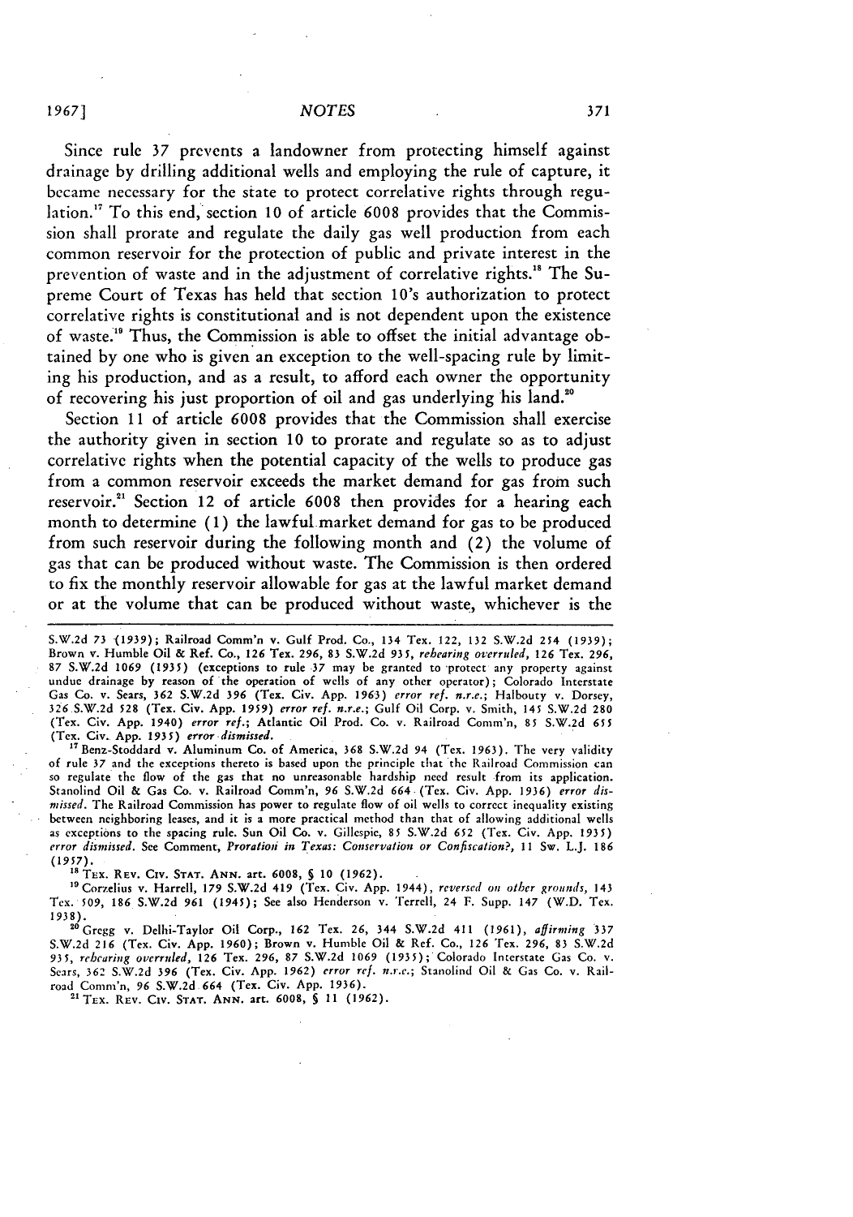Since rule 37 prevents a landowner from protecting himself against drainage by drilling additional wells and employing the rule of capture, it became necessary for the state to protect correlative rights through regulation.[17] To this end, section 10 of article 6008 provides that the Commission shall prorate and regulate the daily gas well production from each common reservoir for the protection of public and private interest in the prevention of waste and in the adjustment of correlative rights.[18] The Supreme Court of Texas has held that section 10's authorization to protect correlative rights is constitutional and is not dependent upon the existence of waste.[19] Thus, the Commission is able to offset the initial advantage obtained by one who is given an exception to the well-spacing rule by limiting his production, and as a result, to afford each owner the opportunity of recovering his just proportion of oil and gas underlying his land.[20]

Section 11 of article 6008 provides that the Commission shall exercise the authority given in section 10 to prorate and regulate so as to adjust correlative rights when the potential capacity of the wells to produce gas from a common reservoir exceeds the market demand for gas from such reservoir.[21] Section 12 of article 6008 then provides for a hearing each month to determine (1) the lawful market demand for gas to be produced from such reservoir during the following month and (2) the volume of gas that can be produced without waste. The Commission is then ordered to fix the monthly reservoir allowable for gas at the lawful market demand or at the volume that can be produced without waste, whichever is the

---

S.W.2d 73 (1939); Railroad Comm'n v. Gulf Prod. Co., 134 Tex. 122, 132 S.W.2d 254 (1939); Brown v. Humble Oil & Ref. Co., 126 Tex. 296, 83 S.W.2d 935, *rehearing overruled*, 126 Tex. 296, 87 S.W.2d 1069 (1935) (exceptions to rule 37 may be granted to protect any property against undue drainage by reason of the operation of wells of any other operator); Colorado Interstate Gas Co. v. Sears, 362 S.W.2d 396 (Tex. Civ. App. 1963) *error ref. n.r.e.*; Halbouty v. Dorsey, 326 S.W.2d 528 (Tex. Civ. App. 1959) *error ref. n.r.e.*; Gulf Oil Corp. v. Smith, 145 S.W.2d 280 (Tex. Civ. App. 1940) *error ref.*; Atlantic Oil Prod. Co. v. Railroad Comm'n, 85 S.W.2d 655 (Tex. Civ. App. 1935) *error dismissed.*

[17] Benz-Stoddard v. Aluminum Co. of America, 368 S.W.2d 94 (Tex. 1963). The very validity of rule 37 and the exceptions thereto is based upon the principle that the Railroad Commission can so regulate the flow of the gas that no unreasonable hardship need result from its application. Stanolind Oil & Gas Co. v. Railroad Comm'n, 96 S.W.2d 664 (Tex. Civ. App. 1936) *error dismissed*. The Railroad Commission has power to regulate flow of oil wells to correct inequality existing between neighboring leases, and it is a more practical method than that of allowing additional wells as exceptions to the spacing rule. Sun Oil Co. v. Gillespie, 85 S.W.2d 652 (Tex. Civ. App. 1935) *error dismissed*. See Comment, *Proration in Texas: Conservation or Confiscation?*, 11 Sw. L.J. 186 (1957).

[18] TEX. REV. CIV. STAT. ANN. art. 6008, § 10 (1962).

[19] Corzelius v. Harrell, 179 S.W.2d 419 (Tex. Civ. App. 1944), *reversed on other grounds*, 143 Tex. 509, 186 S.W.2d 961 (1945); See also Henderson v. Terrell, 24 F. Supp. 147 (W.D. Tex. 1938).

[20] Gregg v. Delhi-Taylor Oil Corp., 162 Tex. 26, 344 S.W.2d 411 (1961), *affirming* 337 S.W.2d 216 (Tex. Civ. App. 1960); Brown v. Humble Oil & Ref. Co., 126 Tex. 296, 83 S.W.2d 935, *rehearing overruled*, 126 Tex. 296, 87 S.W.2d 1069 (1935); Colorado Interstate Gas Co. v. Sears, 362 S.W.2d 396 (Tex. Civ. App. 1962) *error ref. n.r.e.*; Stanolind Oil & Gas Co. v. Railroad Comm'n, 96 S.W.2d 664 (Tex. Civ. App. 1936).

[21] TEX. REV. CIV. STAT. ANN. art. 6008, § 11 (1962).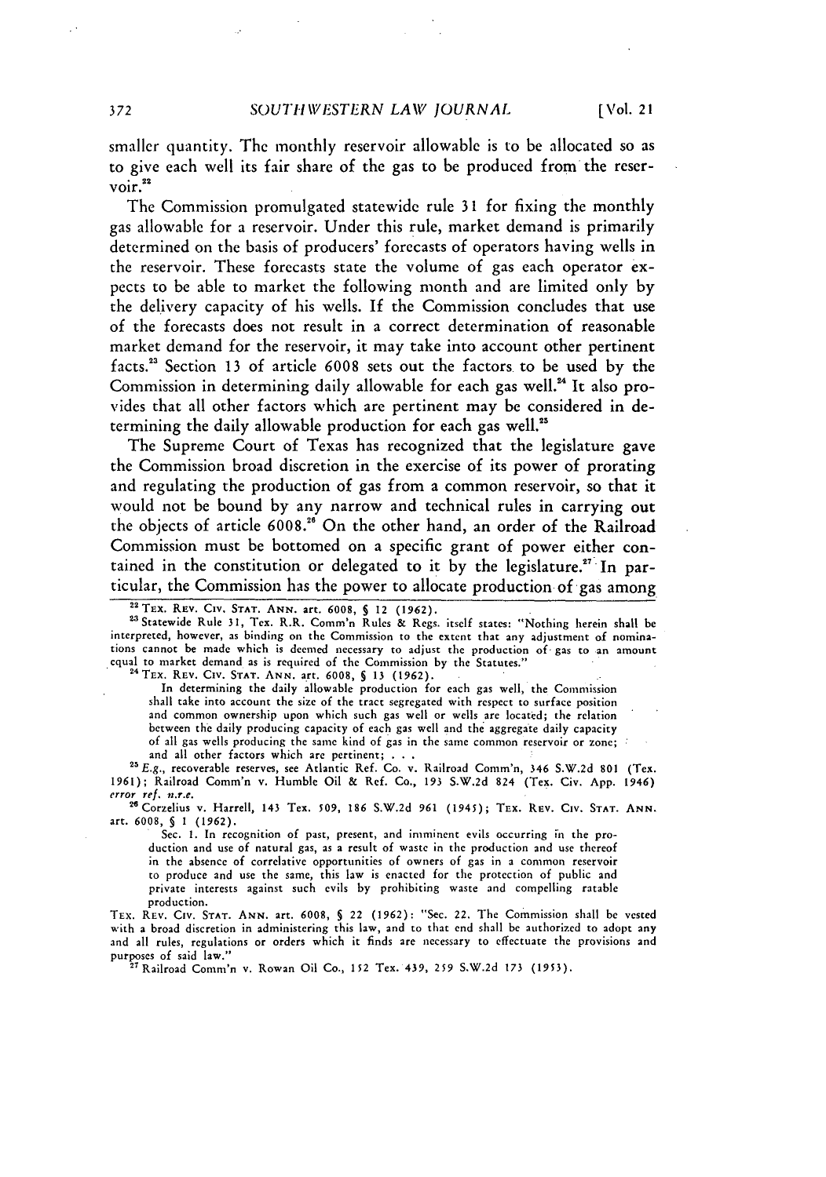smaller quantity. The monthly reservoir allowable is to be allocated so as to give each well its fair share of the gas to be produced from the reservoir.[22]

The Commission promulgated statewide rule 31 for fixing the monthly gas allowable for a reservoir. Under this rule, market demand is primarily determined on the basis of producers' forecasts of operators having wells in the reservoir. These forecasts state the volume of gas each operator expects to be able to market the following month and are limited only by the delivery capacity of his wells. If the Commission concludes that use of the forecasts does not result in a correct determination of reasonable market demand for the reservoir, it may take into account other pertinent facts.[23] Section 13 of article 6008 sets out the factors to be used by the Commission in determining daily allowable for each gas well.[24] It also provides that all other factors which are pertinent may be considered in determining the daily allowable production for each gas well.[25]

The Supreme Court of Texas has recognized that the legislature gave the Commission broad discretion in the exercise of its power of prorating and regulating the production of gas from a common reservoir, so that it would not be bound by any narrow and technical rules in carrying out the objects of article 6008.[26] On the other hand, an order of the Railroad Commission must be bottomed on a specific grant of power either contained in the constitution or delegated to it by the legislature.[27] In particular, the Commission has the power to allocate production of gas among

---

[22] TEX. REV. CIV. STAT. ANN. art. 6008, § 12 (1962).

[23] Statewide Rule 31, Tex. R.R. Comm'n Rules & Regs. itself states: "Nothing herein shall be interpreted, however, as binding on the Commission to the extent that any adjustment of nominations cannot be made which is deemed necessary to adjust the production of gas to an amount equal to market demand as is required of the Commission by the Statutes."

[24] TEX. REV. CIV. STAT. ANN. art. 6008, § 13 (1962).

> In determining the daily allowable production for each gas well, the Commission shall take into account the size of the tract segregated with respect to surface position and common ownership upon which such gas well or wells are located; the relation between the daily producing capacity of each gas well and the aggregate daily capacity of all gas wells producing the same kind of gas in the same common reservoir or zone; and all other factors which are pertinent; . . .

[25] *E.g.*, recoverable reserves, see Atlantic Ref. Co. v. Railroad Comm'n, 346 S.W.2d 801 (Tex. 1961); Railroad Comm'n v. Humble Oil & Ref. Co., 193 S.W.2d 824 (Tex. Civ. App. 1946) *error ref. n.r.e.*

[26] Corzelius v. Harrell, 143 Tex. 509, 186 S.W.2d 961 (1945); TEX. REV. CIV. STAT. ANN. art. 6008, § 1 (1962).

> Sec. 1. In recognition of past, present, and imminent evils occurring in the production and use of natural gas, as a result of waste in the production and use thereof in the absence of correlative opportunities of owners of gas in a common reservoir to produce and use the same, this law is enacted for the protection of public and private interests against such evils by prohibiting waste and compelling ratable production.

TEX. REV. CIV. STAT. ANN. art. 6008, § 22 (1962): "Sec. 22. The Commission shall be vested with a broad discretion in administering this law, and to that end shall be authorized to adopt any and all rules, regulations or orders which it finds are necessary to effectuate the provisions and purposes of said law."

[27] Railroad Comm'n v. Rowan Oil Co., 152 Tex. 439, 259 S.W.2d 173 (1953).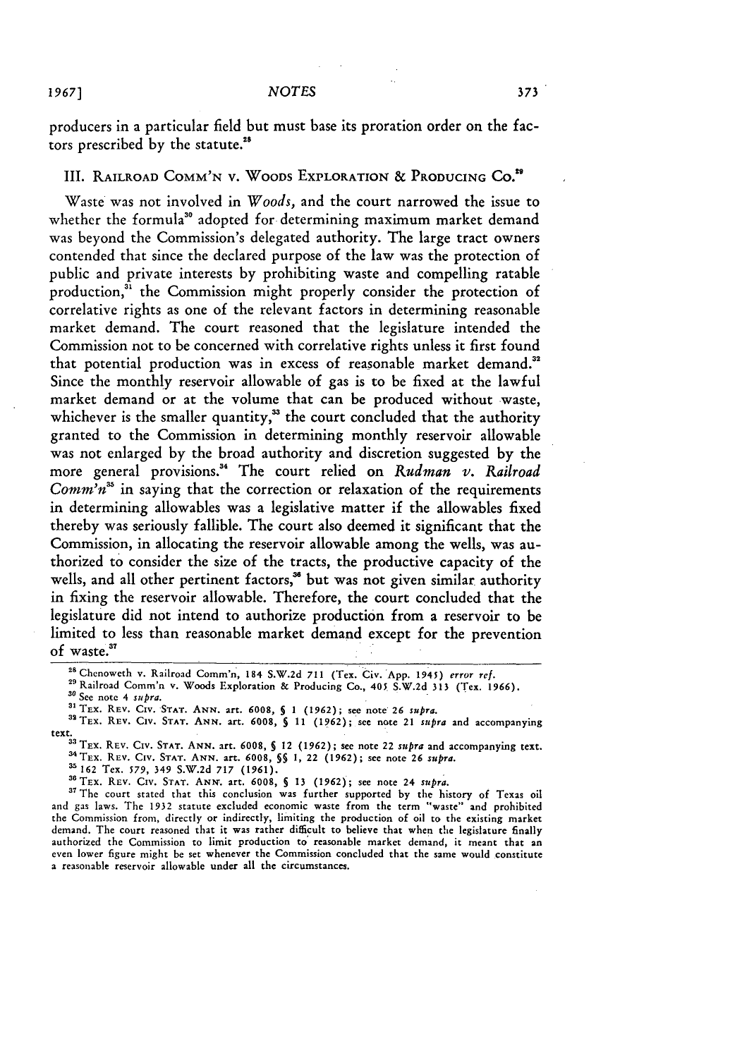producers in a particular field but must base its proration order on the factors prescribed by the statute.[28]

## III. Railroad Comm'n v. Woods Exploration & Producing Co.[29]

Waste was not involved in *Woods*, and the court narrowed the issue to whether the formula[30] adopted for determining maximum market demand was beyond the Commission's delegated authority. The large tract owners contended that since the declared purpose of the law was the protection of public and private interests by prohibiting waste and compelling ratable production,[31] the Commission might properly consider the protection of correlative rights as one of the relevant factors in determining reasonable market demand. The court reasoned that the legislature intended the Commission not to be concerned with correlative rights unless it first found that potential production was in excess of reasonable market demand.[32] Since the monthly reservoir allowable of gas is to be fixed at the lawful market demand or at the volume that can be produced without waste, whichever is the smaller quantity,[33] the court concluded that the authority granted to the Commission in determining monthly reservoir allowable was not enlarged by the broad authority and discretion suggested by the more general provisions.[34] The court relied on *Rudman v. Railroad Comm'n*[35] in saying that the correction or relaxation of the requirements in determining allowables was a legislative matter if the allowables fixed thereby was seriously fallible. The court also deemed it significant that the Commission, in allocating the reservoir allowable among the wells, was authorized to consider the size of the tracts, the productive capacity of the wells, and all other pertinent factors,[36] but was not given similar authority in fixing the reservoir allowable. Therefore, the court concluded that the legislature did not intend to authorize production from a reservoir to be limited to less than reasonable market demand except for the prevention of waste.[37]

---

[28] Chenoweth v. Railroad Comm'n, 184 S.W.2d 711 (Tex. Civ. App. 1945) *error ref.*

[29] Railroad Comm'n v. Woods Exploration & Producing Co., 405 S.W.2d 313 (Tex. 1966).

[30] See note 4 *supra.*

[31] Tex. Rev. Civ. Stat. Ann. art. 6008, § 1 (1962); see note 26 *supra.*

[32] Tex. Rev. Civ. Stat. Ann. art. 6008, § 11 (1962); see note 21 *supra* and accompanying text.

[33] Tex. Rev. Civ. Stat. Ann. art. 6008, § 12 (1962); see note 22 *supra* and accompanying text.

[34] Tex. Rev. Civ. Stat. Ann. art. 6008, §§ 1, 22 (1962); see note 26 *supra.*

[35] 162 Tex. 579, 349 S.W.2d 717 (1961).

[36] Tex. Rev. Civ. Stat. Ann. art. 6008, § 13 (1962); see note 24 *supra.*

[37] The court stated that this conclusion was further supported by the history of Texas oil and gas laws. The 1932 statute excluded economic waste from the term "waste" and prohibited the Commission from, directly or indirectly, limiting the production of oil to the existing market demand. The court reasoned that it was rather difficult to believe that when the legislature finally authorized the Commission to limit production to reasonable market demand, it meant that an even lower figure might be set whenever the Commission concluded that the same would constitute a reasonable reservoir allowable under all the circumstances.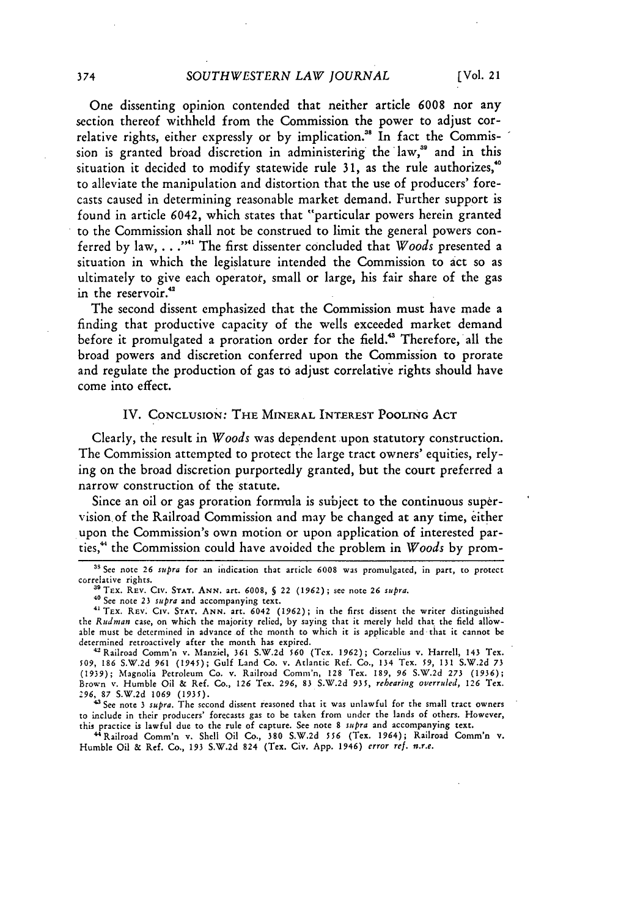One dissenting opinion contended that neither article 6008 nor any section thereof withheld from the Commission the power to adjust correlative rights, either expressly or by implication.[38] In fact the Commission is granted broad discretion in administering the law,[39] and in this situation it decided to modify statewide rule 31, as the rule authorizes,[40] to alleviate the manipulation and distortion that the use of producers' forecasts caused in determining reasonable market demand. Further support is found in article 6042, which states that "particular powers herein granted to the Commission shall not be construed to limit the general powers conferred by law, . . ."[41] The first dissenter concluded that *Woods* presented a situation in which the legislature intended the Commission to act so as ultimately to give each operator, small or large, his fair share of the gas in the reservoir.[42]

The second dissent emphasized that the Commission must have made a finding that productive capacity of the wells exceeded market demand before it promulgated a proration order for the field.[43] Therefore, all the broad powers and discretion conferred upon the Commission to prorate and regulate the production of gas to adjust correlative rights should have come into effect.

## IV. Conclusion: The Mineral Interest Pooling Act

Clearly, the result in *Woods* was dependent upon statutory construction. The Commission attempted to protect the large tract owners' equities, relying on the broad discretion purportedly granted, but the court preferred a narrow construction of the statute.

Since an oil or gas proration formula is subject to the continuous supervision of the Railroad Commission and may be changed at any time, either upon the Commission's own motion or upon application of interested parties,[44] the Commission could have avoided the problem in *Woods* by prom-

---

[38] See note 26 *supra* for an indication that article 6008 was promulgated, in part, to protect correlative rights.

[39] Tex. Rev. Civ. Stat. Ann. art. 6008, § 22 (1962); see note 26 *supra*.

[40] See note 23 *supra* and accompanying text.

[41] Tex. Rev. Civ. Stat. Ann. art. 6042 (1962); in the first dissent the writer distinguished the *Rudman* case, on which the majority relied, by saying that it merely held that the field allowable must be determined in advance of the month to which it is applicable and that it cannot be determined retroactively after the month has expired.

[42] Railroad Comm'n v. Manziel, 361 S.W.2d 560 (Tex. 1962); Corzelius v. Harrell, 143 Tex. 509, 186 S.W.2d 961 (1945); Gulf Land Co. v. Atlantic Ref. Co., 134 Tex. 59, 131 S.W.2d 73 (1939); Magnolia Petroleum Co. v. Railroad Comm'n, 128 Tex. 189, 96 S.W.2d 273 (1936); Brown v. Humble Oil & Ref. Co., 126 Tex. 296, 83 S.W.2d 935, *rehearing overruled*, 126 Tex. 296, 87 S.W.2d 1069 (1935).

[43] See note 3 *supra*. The second dissent reasoned that it was unlawful for the small tract owners to include in their producers' forecasts gas to be taken from under the lands of others. However, this practice is lawful due to the rule of capture. See note 8 *supra* and accompanying text.

[44] Railroad Comm'n v. Shell Oil Co., 380 S.W.2d 556 (Tex. 1964); Railroad Comm'n v. Humble Oil & Ref. Co., 193 S.W.2d 824 (Tex. Civ. App. 1946) *error ref. n.r.e.*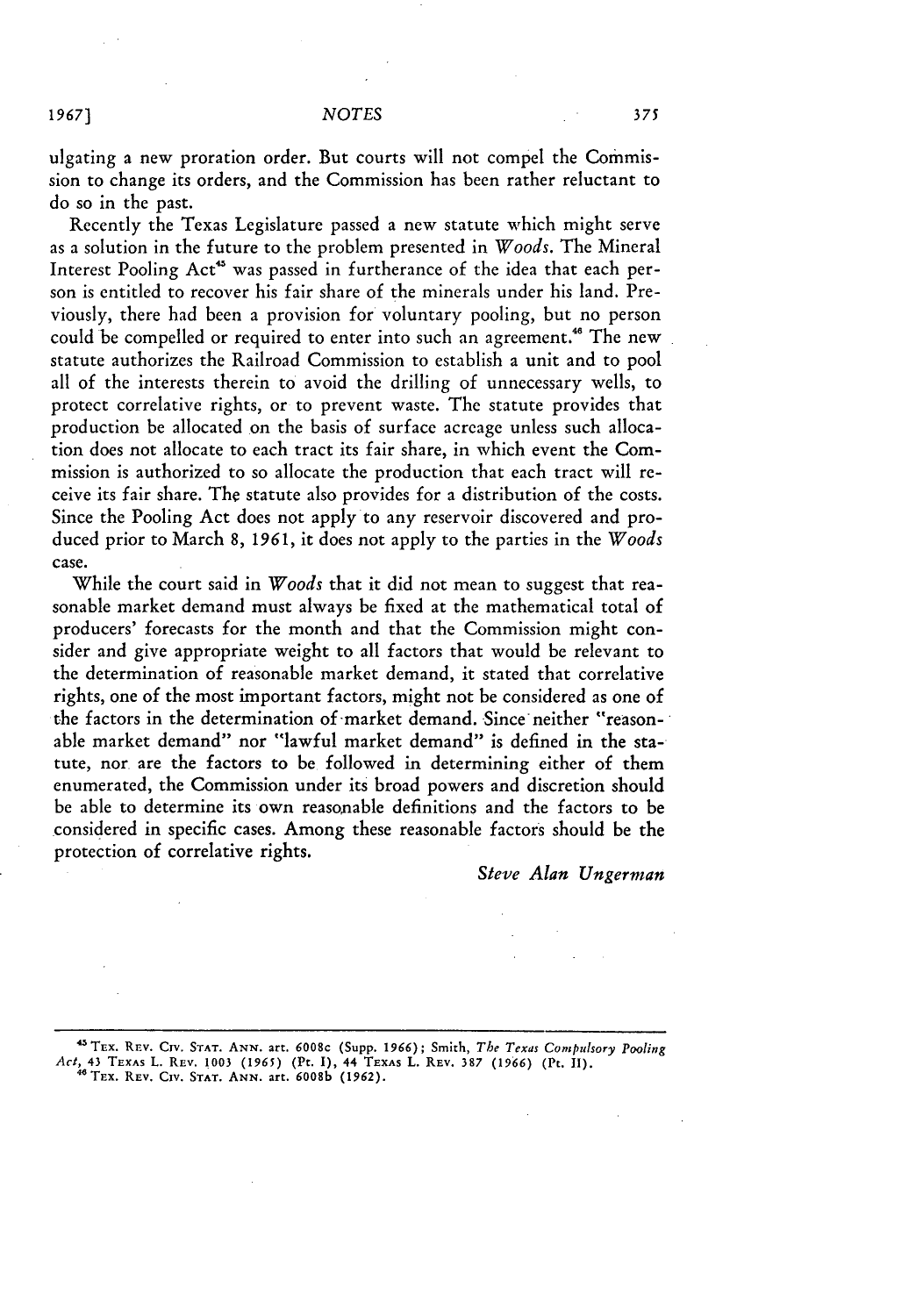ulgating a new proration order. But courts will not compel the Commission to change its orders, and the Commission has been rather reluctant to do so in the past.

Recently the Texas Legislature passed a new statute which might serve as a solution in the future to the problem presented in *Woods*. The Mineral Interest Pooling Act[45] was passed in furtherance of the idea that each person is entitled to recover his fair share of the minerals under his land. Previously, there had been a provision for voluntary pooling, but no person could be compelled or required to enter into such an agreement.[46] The new statute authorizes the Railroad Commission to establish a unit and to pool all of the interests therein to avoid the drilling of unnecessary wells, to protect correlative rights, or to prevent waste. The statute provides that production be allocated on the basis of surface acreage unless such allocation does not allocate to each tract its fair share, in which event the Commission is authorized to so allocate the production that each tract will receive its fair share. The statute also provides for a distribution of the costs. Since the Pooling Act does not apply to any reservoir discovered and produced prior to March 8, 1961, it does not apply to the parties in the *Woods* case.

While the court said in *Woods* that it did not mean to suggest that reasonable market demand must always be fixed at the mathematical total of producers' forecasts for the month and that the Commission might consider and give appropriate weight to all factors that would be relevant to the determination of reasonable market demand, it stated that correlative rights, one of the most important factors, might not be considered as one of the factors in the determination of market demand. Since neither "reasonable market demand" nor "lawful market demand" is defined in the statute, nor are the factors to be followed in determining either of them enumerated, the Commission under its broad powers and discretion should be able to determine its own reasonable definitions and the factors to be considered in specific cases. Among these reasonable factors should be the protection of correlative rights.

*Steve Alan Ungerman*

---

[45] TEX. REV. CIV. STAT. ANN. art. 6008c (Supp. 1966); Smith, *The Texas Compulsory Pooling Act*, 43 TEXAS L. REV. 1003 (1965) (Pt. I), 44 TEXAS L. REV. 387 (1966) (Pt. II).

[46] TEX. REV. CIV. STAT. ANN. art. 6008b (1962).